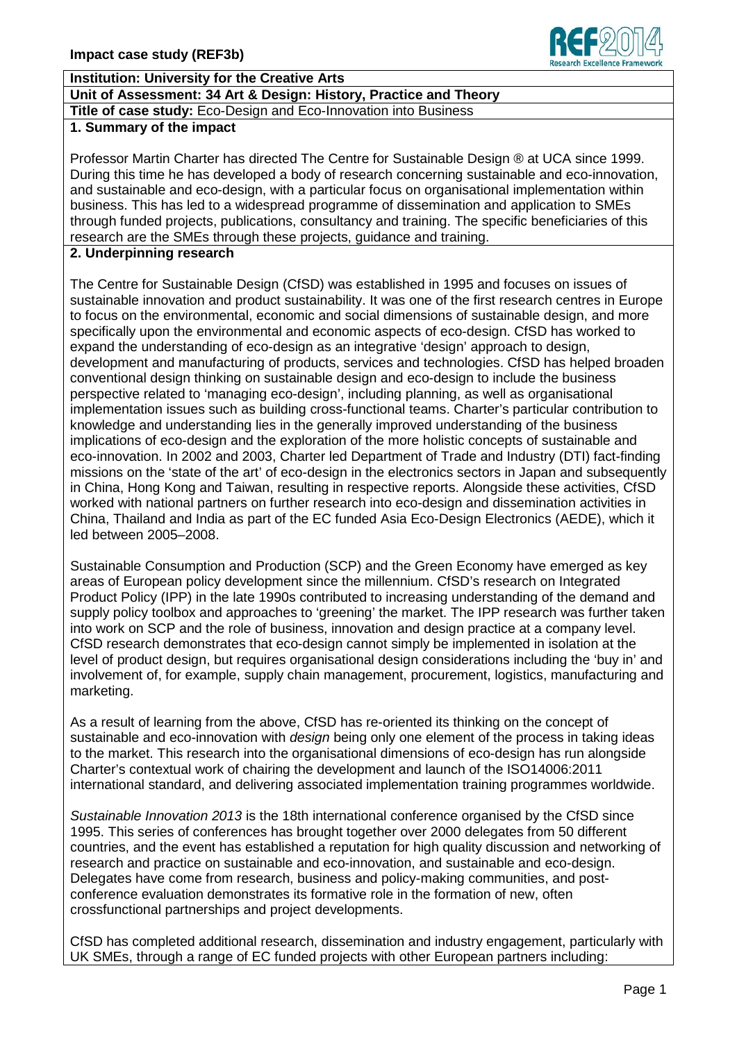**Impact case study (REF3b)**

**Institution: University for the Creative Arts**

**Unit of Assessment: 34 Art & Design: History, Practice and Theory**

**Title of case study:** Eco-Design and Eco-Innovation into Business

## 1. Summary of the impact

Professor Martin Charter has directed The Centre for Sustainable Design ® at UCA since 1999. During this time he has developed a body of research concerning sustainable and eco-innovation, and sustainable and eco-design, with a particular focus on organisational implementation within business. This has led to a widespread programme of dissemination and application to SMEs through funded projects, publications, consultancy and training. The specific beneficiaries of this research are the SMEs through these projects, guidance and training.

## 2. Underpinning research

The Centre for Sustainable Design (CfSD) was established in 1995 and focuses on issues of sustainable innovation and product sustainability. It was one of the first research centres in Europe to focus on the environmental, economic and social dimensions of sustainable design, and more specifically upon the environmental and economic aspects of eco-design. CfSD has worked to expand the understanding of eco-design as an integrative 'design' approach to design, development and manufacturing of products, services and technologies. CfSD has helped broaden conventional design thinking on sustainable design and eco-design to include the business perspective related to 'managing eco-design', including planning, as well as organisational implementation issues such as building cross-functional teams. Charter's particular contribution to knowledge and understanding lies in the generally improved understanding of the business implications of eco-design and the exploration of the more holistic concepts of sustainable and eco-innovation. In 2002 and 2003, Charter led Department of Trade and Industry (DTI) fact-finding missions on the 'state of the art' of eco-design in the electronics sectors in Japan and subsequently in China, Hong Kong and Taiwan, resulting in respective reports. Alongside these activities, CfSD worked with national partners on further research into eco-design and dissemination activities in China, Thailand and India as part of the EC funded Asia Eco-Design Electronics (AEDE), which it led between 2005–2008.

Sustainable Consumption and Production (SCP) and the Green Economy have emerged as key areas of European policy development since the millennium. CfSD's research on Integrated Product Policy (IPP) in the late 1990s contributed to increasing understanding of the demand and supply policy toolbox and approaches to 'greening' the market. The IPP research was further taken into work on SCP and the role of business, innovation and design practice at a company level. CfSD research demonstrates that eco-design cannot simply be implemented in isolation at the level of product design, but requires organisational design considerations including the 'buy in' and involvement of, for example, supply chain management, procurement, logistics, manufacturing and marketing.

As a result of learning from the above, CfSD has re-oriented its thinking on the concept of sustainable and eco-innovation with *design* being only one element of the process in taking ideas to the market. This research into the organisational dimensions of eco-design has run alongside Charter's contextual work of chairing the development and launch of the ISO14006:2011 international standard, and delivering associated implementation training programmes worldwide.

*Sustainable Innovation 2013* is the 18th international conference organised by the CfSD since 1995. This series of conferences has brought together over 2000 delegates from 50 different countries, and the event has established a reputation for high quality discussion and networking of research and practice on sustainable and eco-innovation, and sustainable and eco-design. Delegates have come from research, business and policy-making communities, and post-conference evaluation demonstrates its formative role in the formation of new, often crossfunctional partnerships and project developments.

CfSD has completed additional research, dissemination and industry engagement, particularly with UK SMEs, through a range of EC funded projects with other European partners including: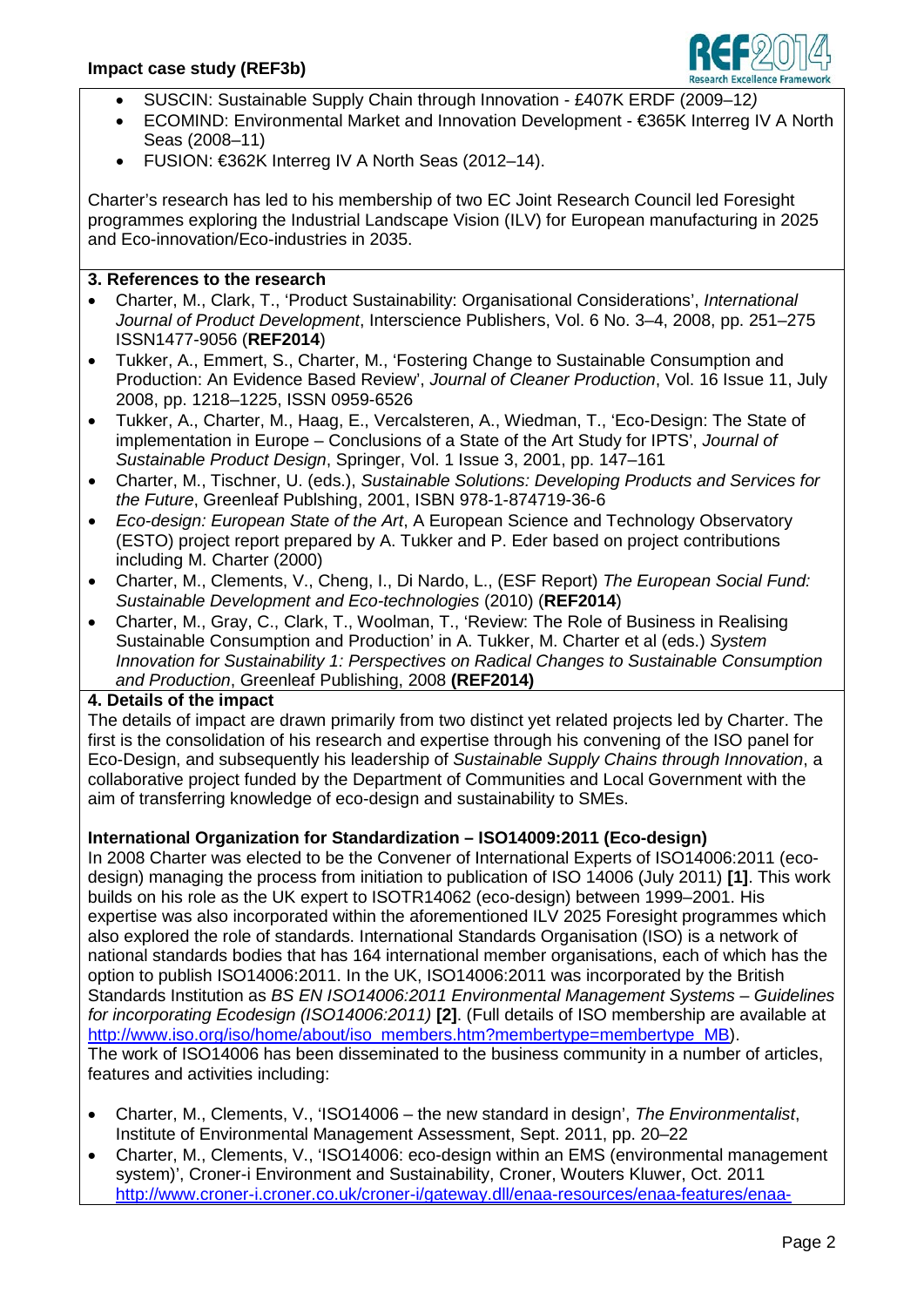- SUSCIN: Sustainable Supply Chain through Innovation - £407K ERDF (2009–12*)*
- ECOMIND: Environmental Market and Innovation Development - €365K Interreg IV A North Seas (2008–11)
- FUSION: €362K Interreg IV A North Seas (2012–14).

Charter's research has led to his membership of two EC Joint Research Council led Foresight programmes exploring the Industrial Landscape Vision (ILV) for European manufacturing in 2025 and Eco-innovation/Eco-industries in 2035.

**3. References to the research**

- Charter, M., Clark, T., 'Product Sustainability: Organisational Considerations', *International Journal of Product Development*, Interscience Publishers, Vol. 6 No. 3–4, 2008, pp. 251–275 ISSN1477-9056 (**REF2014**)
- Tukker, A., Emmert, S., Charter, M., 'Fostering Change to Sustainable Consumption and Production: An Evidence Based Review', *Journal of Cleaner Production*, Vol. 16 Issue 11, July 2008, pp. 1218–1225, ISSN 0959-6526
- Tukker, A., Charter, M., Haag, E., Vercalsteren, A., Wiedman, T., 'Eco-Design: The State of implementation in Europe – Conclusions of a State of the Art Study for IPTS', *Journal of Sustainable Product Design*, Springer, Vol. 1 Issue 3, 2001, pp. 147–161
- Charter, M., Tischner, U. (eds.), *Sustainable Solutions: Developing Products and Services for the Future*, Greenleaf Publshing, 2001, ISBN 978-1-874719-36-6
- *Eco-design: European State of the Art*, A European Science and Technology Observatory (ESTO) project report prepared by A. Tukker and P. Eder based on project contributions including M. Charter (2000)
- Charter, M., Clements, V., Cheng, I., Di Nardo, L., (ESF Report) *The European Social Fund: Sustainable Development and Eco-technologies* (2010) (**REF2014**)
- Charter, M., Gray, C., Clark, T., Woolman, T., 'Review: The Role of Business in Realising Sustainable Consumption and Production' in A. Tukker, M. Charter et al (eds.) *System Innovation for Sustainability 1: Perspectives on Radical Changes to Sustainable Consumption and Production*, Greenleaf Publishing, 2008 **(REF2014)**

**4. Details of the impact**

The details of impact are drawn primarily from two distinct yet related projects led by Charter. The first is the consolidation of his research and expertise through his convening of the ISO panel for Eco-Design, and subsequently his leadership of *Sustainable Supply Chains through Innovation*, a collaborative project funded by the Department of Communities and Local Government with the aim of transferring knowledge of eco-design and sustainability to SMEs.

**International Organization for Standardization – ISO14009:2011 (Eco-design)**

In 2008 Charter was elected to be the Convener of International Experts of ISO14006:2011 (eco-design) managing the process from initiation to publication of ISO 14006 (July 2011) **[1]**. This work builds on his role as the UK expert to ISOTR14062 (eco-design) between 1999–2001. His expertise was also incorporated within the aforementioned ILV 2025 Foresight programmes which also explored the role of standards. International Standards Organisation (ISO) is a network of national standards bodies that has 164 international member organisations, each of which has the option to publish ISO14006:2011. In the UK, ISO14006:2011 was incorporated by the British Standards Institution as *BS EN ISO14006:2011 Environmental Management Systems – Guidelines for incorporating Ecodesign (ISO14006:2011)* **[2]**. (Full details of ISO membership are available at http://www.iso.org/iso/home/about/iso_members.htm?membertype=membertype_MB).
The work of ISO14006 has been disseminated to the business community in a number of articles, features and activities including:

- Charter, M., Clements, V., 'ISO14006 – the new standard in design', *The Environmentalist*, Institute of Environmental Management Assessment, Sept. 2011, pp. 20–22
- Charter, M., Clements, V., 'ISO14006: eco-design within an EMS (environmental management system)', Croner-i Environment and Sustainability, Croner, Wouters Kluwer, Oct. 2011 http://www.croner-i.croner.co.uk/croner-i/gateway.dll/enaa-resources/enaa-features/enaa-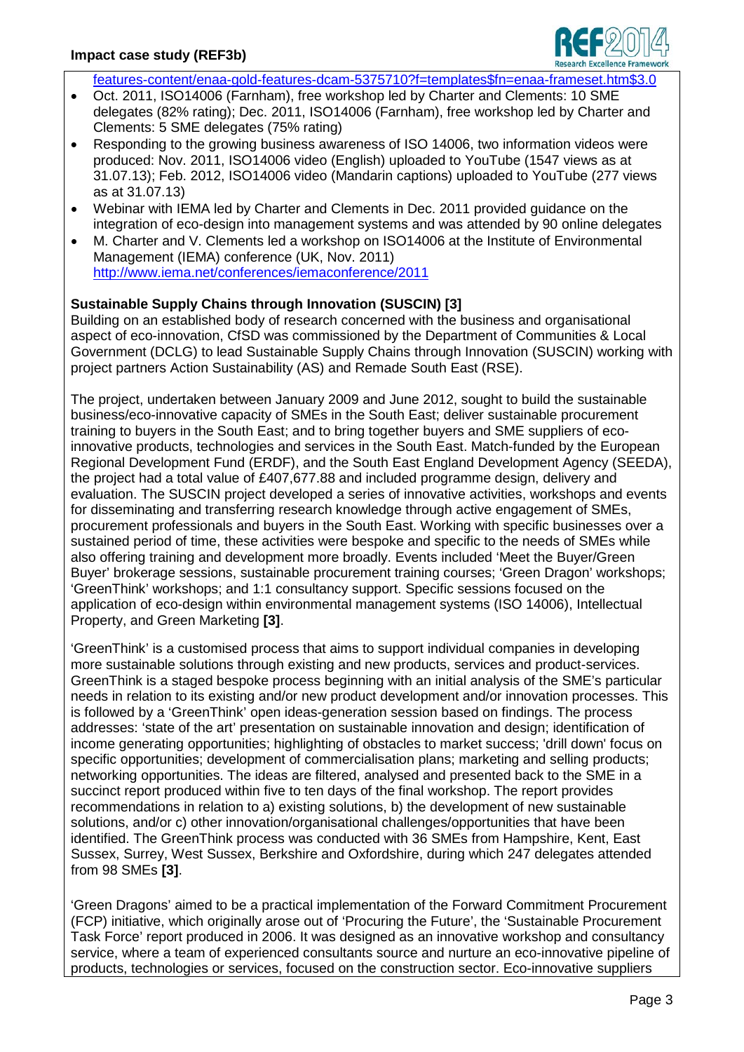features-content/enaa-gold-features-dcam-5375710?f=templates$fn=enaa-frameset.htm$3.0

- Oct. 2011, ISO14006 (Farnham), free workshop led by Charter and Clements: 10 SME delegates (82% rating); Dec. 2011, ISO14006 (Farnham), free workshop led by Charter and Clements: 5 SME delegates (75% rating)
- Responding to the growing business awareness of ISO 14006, two information videos were produced: Nov. 2011, ISO14006 video (English) uploaded to YouTube (1547 views as at 31.07.13); Feb. 2012, ISO14006 video (Mandarin captions) uploaded to YouTube (277 views as at 31.07.13)
- Webinar with IEMA led by Charter and Clements in Dec. 2011 provided guidance on the integration of eco-design into management systems and was attended by 90 online delegates
- M. Charter and V. Clements led a workshop on ISO14006 at the Institute of Environmental Management (IEMA) conference (UK, Nov. 2011) http://www.iema.net/conferences/iemaconference/2011

**Sustainable Supply Chains through Innovation (SUSCIN) [3]**

Building on an established body of research concerned with the business and organisational aspect of eco-innovation, CfSD was commissioned by the Department of Communities & Local Government (DCLG) to lead Sustainable Supply Chains through Innovation (SUSCIN) working with project partners Action Sustainability (AS) and Remade South East (RSE).

The project, undertaken between January 2009 and June 2012, sought to build the sustainable business/eco-innovative capacity of SMEs in the South East; deliver sustainable procurement training to buyers in the South East; and to bring together buyers and SME suppliers of eco-innovative products, technologies and services in the South East. Match-funded by the European Regional Development Fund (ERDF), and the South East England Development Agency (SEEDA), the project had a total value of £407,677.88 and included programme design, delivery and evaluation. The SUSCIN project developed a series of innovative activities, workshops and events for disseminating and transferring research knowledge through active engagement of SMEs, procurement professionals and buyers in the South East. Working with specific businesses over a sustained period of time, these activities were bespoke and specific to the needs of SMEs while also offering training and development more broadly. Events included 'Meet the Buyer/Green Buyer' brokerage sessions, sustainable procurement training courses; 'Green Dragon' workshops; 'GreenThink' workshops; and 1:1 consultancy support. Specific sessions focused on the application of eco-design within environmental management systems (ISO 14006), Intellectual Property, and Green Marketing **[3]**.

'GreenThink' is a customised process that aims to support individual companies in developing more sustainable solutions through existing and new products, services and product-services. GreenThink is a staged bespoke process beginning with an initial analysis of the SME's particular needs in relation to its existing and/or new product development and/or innovation processes. This is followed by a 'GreenThink' open ideas-generation session based on findings. The process addresses: 'state of the art' presentation on sustainable innovation and design; identification of income generating opportunities; highlighting of obstacles to market success; 'drill down' focus on specific opportunities; development of commercialisation plans; marketing and selling products; networking opportunities. The ideas are filtered, analysed and presented back to the SME in a succinct report produced within five to ten days of the final workshop. The report provides recommendations in relation to a) existing solutions, b) the development of new sustainable solutions, and/or c) other innovation/organisational challenges/opportunities that have been identified. The GreenThink process was conducted with 36 SMEs from Hampshire, Kent, East Sussex, Surrey, West Sussex, Berkshire and Oxfordshire, during which 247 delegates attended from 98 SMEs **[3]**.

'Green Dragons' aimed to be a practical implementation of the Forward Commitment Procurement (FCP) initiative, which originally arose out of 'Procuring the Future', the 'Sustainable Procurement Task Force' report produced in 2006. It was designed as an innovative workshop and consultancy service, where a team of experienced consultants source and nurture an eco-innovative pipeline of products, technologies or services, focused on the construction sector. Eco-innovative suppliers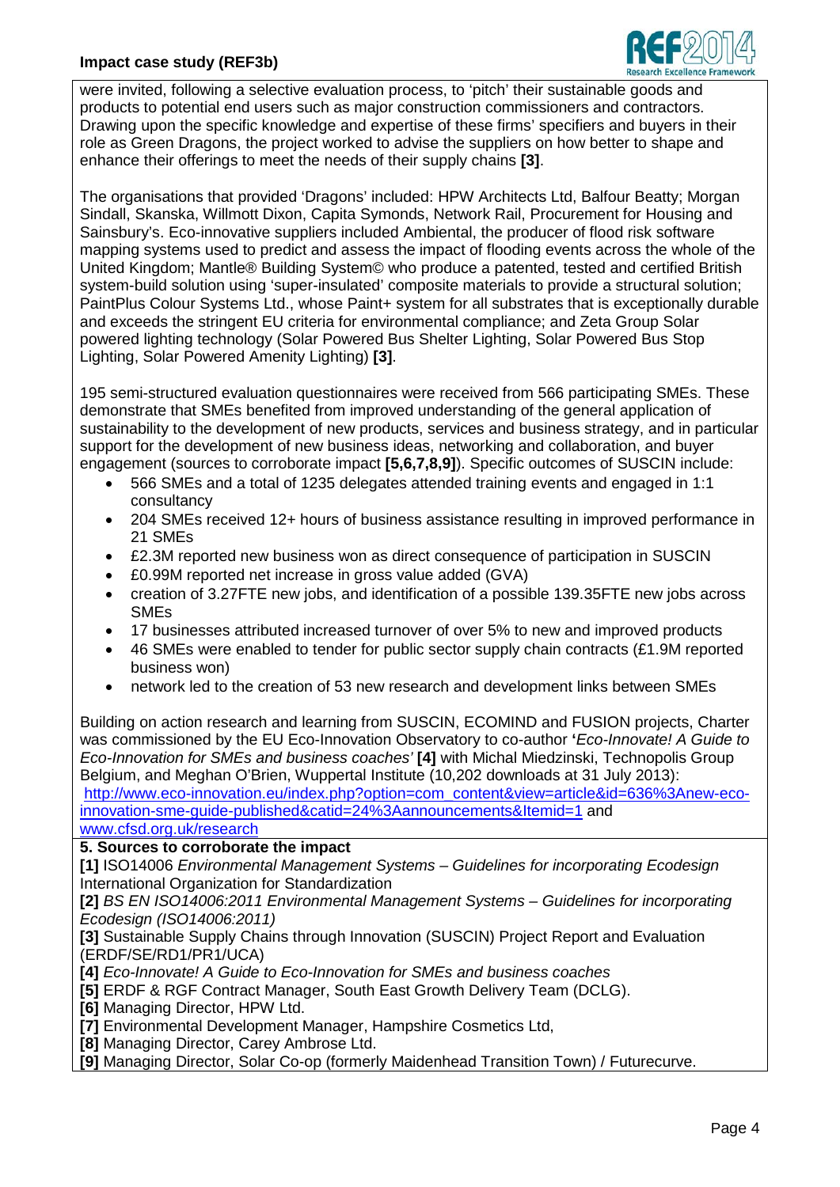were invited, following a selective evaluation process, to 'pitch' their sustainable goods and products to potential end users such as major construction commissioners and contractors. Drawing upon the specific knowledge and expertise of these firms' specifiers and buyers in their role as Green Dragons, the project worked to advise the suppliers on how better to shape and enhance their offerings to meet the needs of their supply chains **[3]**.

The organisations that provided 'Dragons' included: HPW Architects Ltd, Balfour Beatty; Morgan Sindall, Skanska, Willmott Dixon, Capita Symonds, Network Rail, Procurement for Housing and Sainsbury's. Eco-innovative suppliers included Ambiental, the producer of flood risk software mapping systems used to predict and assess the impact of flooding events across the whole of the United Kingdom; Mantle® Building System© who produce a patented, tested and certified British system-build solution using 'super-insulated' composite materials to provide a structural solution; PaintPlus Colour Systems Ltd., whose Paint+ system for all substrates that is exceptionally durable and exceeds the stringent EU criteria for environmental compliance; and Zeta Group Solar powered lighting technology (Solar Powered Bus Shelter Lighting, Solar Powered Bus Stop Lighting, Solar Powered Amenity Lighting) **[3]**.

195 semi-structured evaluation questionnaires were received from 566 participating SMEs. These demonstrate that SMEs benefited from improved understanding of the general application of sustainability to the development of new products, services and business strategy, and in particular support for the development of new business ideas, networking and collaboration, and buyer engagement (sources to corroborate impact **[5,6,7,8,9]**). Specific outcomes of SUSCIN include:

- 566 SMEs and a total of 1235 delegates attended training events and engaged in 1:1 consultancy
- 204 SMEs received 12+ hours of business assistance resulting in improved performance in 21 SMEs
- £2.3M reported new business won as direct consequence of participation in SUSCIN
- £0.99M reported net increase in gross value added (GVA)
- creation of 3.27FTE new jobs, and identification of a possible 139.35FTE new jobs across SMEs
- 17 businesses attributed increased turnover of over 5% to new and improved products
- 46 SMEs were enabled to tender for public sector supply chain contracts (£1.9M reported business won)
- network led to the creation of 53 new research and development links between SMEs

Building on action research and learning from SUSCIN, ECOMIND and FUSION projects, Charter was commissioned by the EU Eco-Innovation Observatory to co-author **'***Eco-Innovate! A Guide to Eco-Innovation for SMEs and business coaches'* **[4]** with Michal Miedzinski, Technopolis Group Belgium, and Meghan O'Brien, Wuppertal Institute (10,202 downloads at 31 July 2013): http://www.eco-innovation.eu/index.php?option=com_content&view=article&id=636%3Anew-eco-innovation-sme-guide-published&catid=24%3Aannouncements&Itemid=1 and www.cfsd.org.uk/research

## 5. Sources to corroborate the impact

**[1]** ISO14006 *Environmental Management Systems – Guidelines for incorporating Ecodesign* International Organization for Standardization

**[2]** *BS EN ISO14006:2011 Environmental Management Systems – Guidelines for incorporating Ecodesign (ISO14006:2011)*

**[3]** Sustainable Supply Chains through Innovation (SUSCIN) Project Report and Evaluation (ERDF/SE/RD1/PR1/UCA)

**[4]** *Eco-Innovate! A Guide to Eco-Innovation for SMEs and business coaches*

**[5]** ERDF & RGF Contract Manager, South East Growth Delivery Team (DCLG).

**[6]** Managing Director, HPW Ltd.

**[7]** Environmental Development Manager, Hampshire Cosmetics Ltd,

**[8]** Managing Director, Carey Ambrose Ltd.

**[9]** Managing Director, Solar Co-op (formerly Maidenhead Transition Town) / Futurecurve.